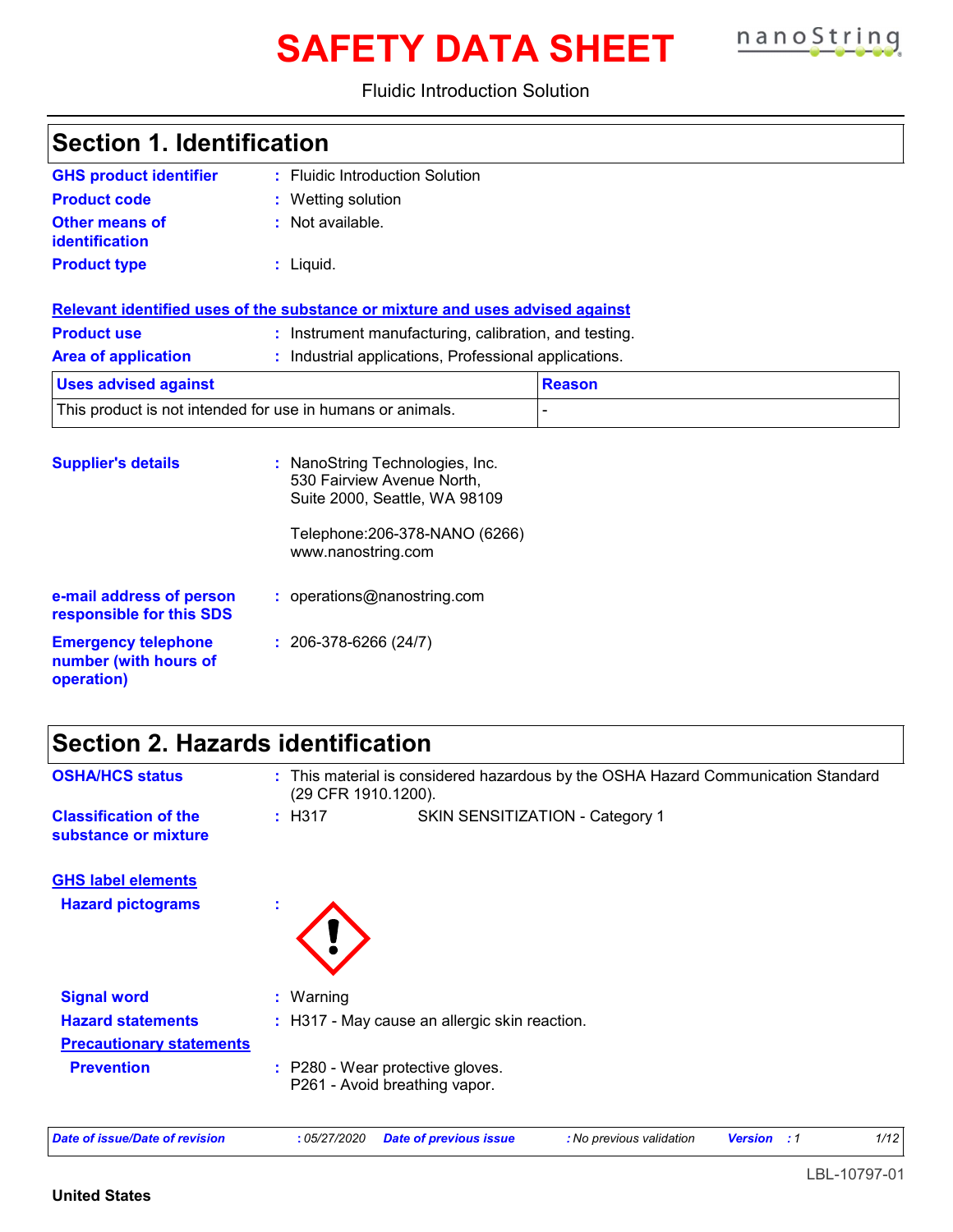# SAFETY DATA SHEET

Fluidic Introduction Solution

## Section 1. Identification

**GHS product identifier** : Fluidic Introduction Solution

**Product code** : Wetting solution

**Other means of identification** : Not available.

**Product type** : Liquid.

**Relevant identified uses of the substance or mixture and uses advised against**

**Product use** : Instrument manufacturing, calibration, and testing.

**Area of application** : Industrial applications, Professional applications.

| Uses advised against | Reason |
|---|---|
| This product is not intended for use in humans or animals. | - |

**Supplier's details** : NanoString Technologies, Inc.
530 Fairview Avenue North,
Suite 2000, Seattle, WA 98109

Telephone:206-378-NANO (6266)
www.nanostring.com

**e-mail address of person responsible for this SDS** : operations@nanostring.com

**Emergency telephone number (with hours of operation)** : 206-378-6266 (24/7)

## Section 2. Hazards identification

**OSHA/HCS status** : This material is considered hazardous by the OSHA Hazard Communication Standard (29 CFR 1910.1200).

**Classification of the substance or mixture** : H317 SKIN SENSITIZATION - Category 1

**GHS label elements**

**Hazard pictograms** :

**Signal word** : Warning

**Hazard statements** : H317 - May cause an allergic skin reaction.

**Precautionary statements**

**Prevention** : P280 - Wear protective gloves.
P261 - Avoid breathing vapor.

*Date of issue/Date of revision* : 05/27/2020 *Date of previous issue* : No previous validation *Version* : 1

LBL-10797-01

**United States**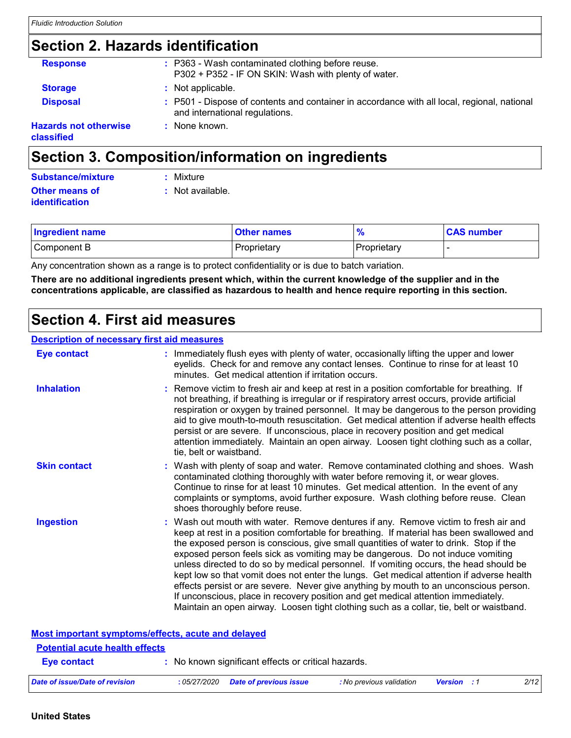## Section 2. Hazards identification

**Response** : P363 - Wash contaminated clothing before reuse.
P302 + P352 - IF ON SKIN: Wash with plenty of water.

**Storage** : Not applicable.

**Disposal** : P501 - Dispose of contents and container in accordance with all local, regional, national and international regulations.

**Hazards not otherwise classified** : None known.

## Section 3. Composition/information on ingredients

**Substance/mixture** : Mixture

**Other means of identification** : Not available.

| Ingredient name | Other names | % | CAS number |
|---|---|---|---|
| Component B | Proprietary | Proprietary | - |

Any concentration shown as a range is to protect confidentiality or is due to batch variation.

**There are no additional ingredients present which, within the current knowledge of the supplier and in the concentrations applicable, are classified as hazardous to health and hence require reporting in this section.**

## Section 4. First aid measures

### Description of necessary first aid measures

**Eye contact** : Immediately flush eyes with plenty of water, occasionally lifting the upper and lower eyelids. Check for and remove any contact lenses. Continue to rinse for at least 10 minutes. Get medical attention if irritation occurs.

**Inhalation** : Remove victim to fresh air and keep at rest in a position comfortable for breathing. If not breathing, if breathing is irregular or if respiratory arrest occurs, provide artificial respiration or oxygen by trained personnel. It may be dangerous to the person providing aid to give mouth-to-mouth resuscitation. Get medical attention if adverse health effects persist or are severe. If unconscious, place in recovery position and get medical attention immediately. Maintain an open airway. Loosen tight clothing such as a collar, tie, belt or waistband.

**Skin contact** : Wash with plenty of soap and water. Remove contaminated clothing and shoes. Wash contaminated clothing thoroughly with water before removing it, or wear gloves. Continue to rinse for at least 10 minutes. Get medical attention. In the event of any complaints or symptoms, avoid further exposure. Wash clothing before reuse. Clean shoes thoroughly before reuse.

**Ingestion** : Wash out mouth with water. Remove dentures if any. Remove victim to fresh air and keep at rest in a position comfortable for breathing. If material has been swallowed and the exposed person is conscious, give small quantities of water to drink. Stop if the exposed person feels sick as vomiting may be dangerous. Do not induce vomiting unless directed to do so by medical personnel. If vomiting occurs, the head should be kept low so that vomit does not enter the lungs. Get medical attention if adverse health effects persist or are severe. Never give anything by mouth to an unconscious person. If unconscious, place in recovery position and get medical attention immediately. Maintain an open airway. Loosen tight clothing such as a collar, tie, belt or waistband.

### Most important symptoms/effects, acute and delayed

#### Potential acute health effects

**Eye contact** : No known significant effects or critical hazards.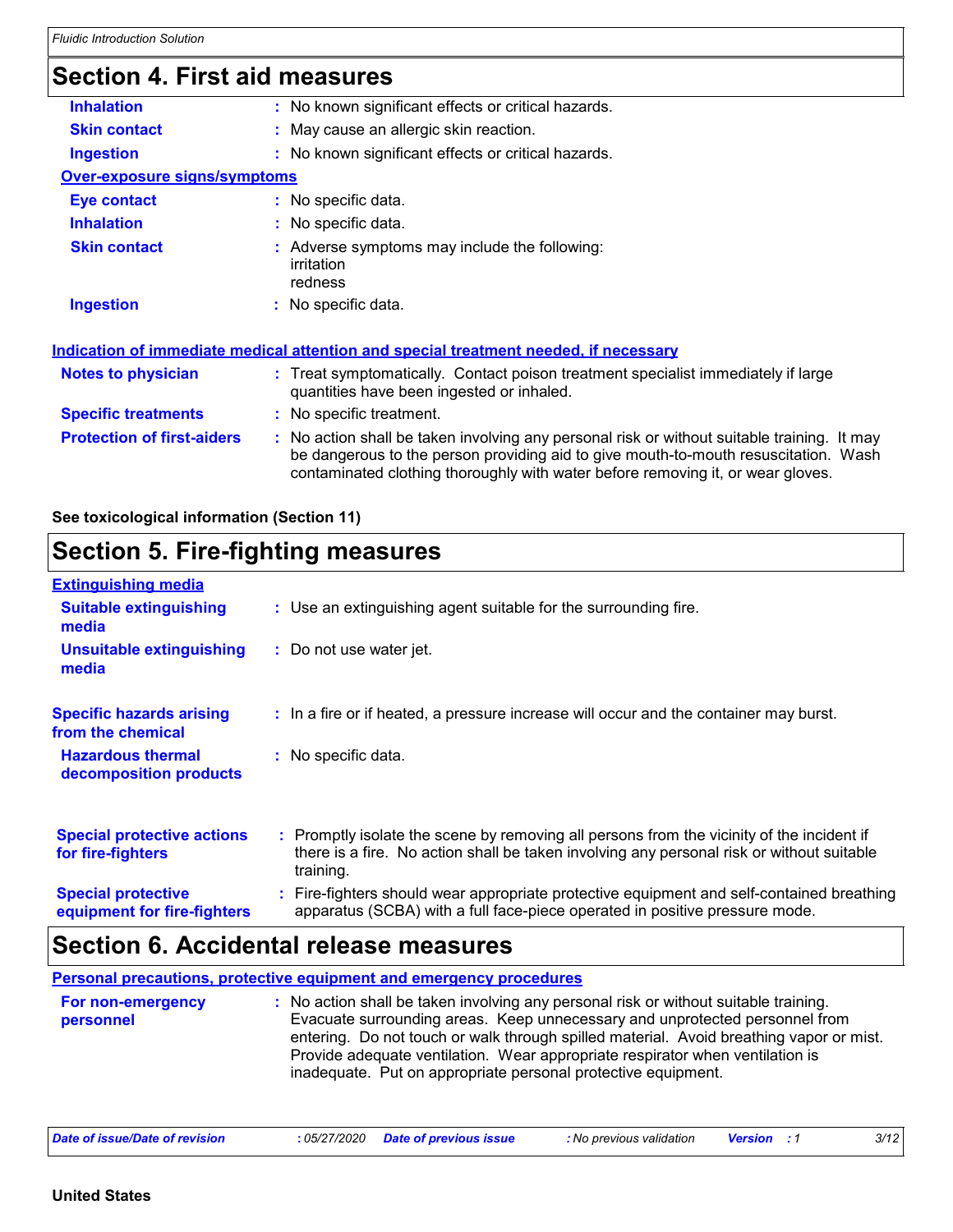## Section 4. First aid measures

| | |
|---|---|
| **Inhalation** | : No known significant effects or critical hazards. |
| **Skin contact** | : May cause an allergic skin reaction. |
| **Ingestion** | : No known significant effects or critical hazards. |

**Over-exposure signs/symptoms**

| | |
|---|---|
| **Eye contact** | : No specific data. |
| **Inhalation** | : No specific data. |
| **Skin contact** | : Adverse symptoms may include the following:<br>irritation<br>redness |
| **Ingestion** | : No specific data. |

**Indication of immediate medical attention and special treatment needed, if necessary**

| | |
|---|---|
| **Notes to physician** | : Treat symptomatically. Contact poison treatment specialist immediately if large quantities have been ingested or inhaled. |
| **Specific treatments** | : No specific treatment. |
| **Protection of first-aiders** | : No action shall be taken involving any personal risk or without suitable training. It may be dangerous to the person providing aid to give mouth-to-mouth resuscitation. Wash contaminated clothing thoroughly with water before removing it, or wear gloves. |

**See toxicological information (Section 11)**

## Section 5. Fire-fighting measures

**Extinguishing media**

| | |
|---|---|
| **Suitable extinguishing media** | : Use an extinguishing agent suitable for the surrounding fire. |
| **Unsuitable extinguishing media** | : Do not use water jet. |
| **Specific hazards arising from the chemical** | : In a fire or if heated, a pressure increase will occur and the container may burst. |
| **Hazardous thermal decomposition products** | : No specific data. |
| **Special protective actions for fire-fighters** | : Promptly isolate the scene by removing all persons from the vicinity of the incident if there is a fire. No action shall be taken involving any personal risk or without suitable training. |
| **Special protective equipment for fire-fighters** | : Fire-fighters should wear appropriate protective equipment and self-contained breathing apparatus (SCBA) with a full face-piece operated in positive pressure mode. |

## Section 6. Accidental release measures

**Personal precautions, protective equipment and emergency procedures**

| | |
|---|---|
| **For non-emergency personnel** | : No action shall be taken involving any personal risk or without suitable training. Evacuate surrounding areas. Keep unnecessary and unprotected personnel from entering. Do not touch or walk through spilled material. Avoid breathing vapor or mist. Provide adequate ventilation. Wear appropriate respirator when ventilation is inadequate. Put on appropriate personal protective equipment. |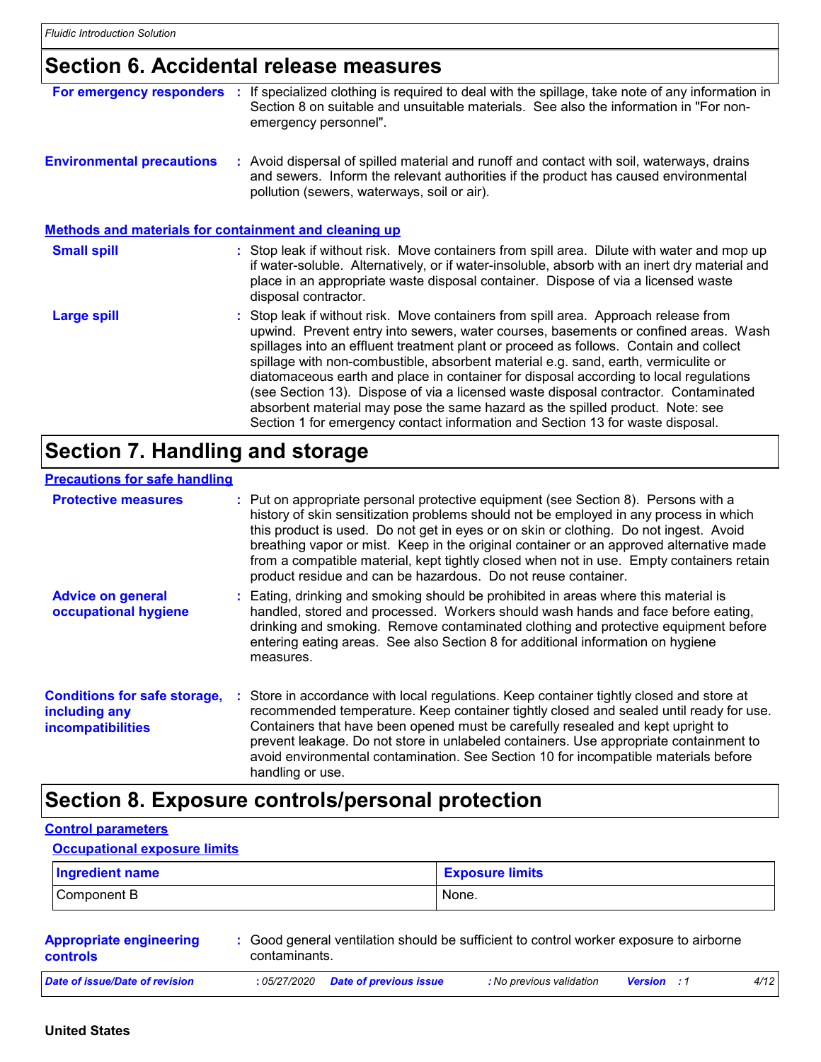## Section 6. Accidental release measures

**For emergency responders** : If specialized clothing is required to deal with the spillage, take note of any information in Section 8 on suitable and unsuitable materials. See also the information in "For non-emergency personnel".

**Environmental precautions** : Avoid dispersal of spilled material and runoff and contact with soil, waterways, drains and sewers. Inform the relevant authorities if the product has caused environmental pollution (sewers, waterways, soil or air).

### Methods and materials for containment and cleaning up

**Small spill** : Stop leak if without risk. Move containers from spill area. Dilute with water and mop up if water-soluble. Alternatively, or if water-insoluble, absorb with an inert dry material and place in an appropriate waste disposal container. Dispose of via a licensed waste disposal contractor.

**Large spill** : Stop leak if without risk. Move containers from spill area. Approach release from upwind. Prevent entry into sewers, water courses, basements or confined areas. Wash spillages into an effluent treatment plant or proceed as follows. Contain and collect spillage with non-combustible, absorbent material e.g. sand, earth, vermiculite or diatomaceous earth and place in container for disposal according to local regulations (see Section 13). Dispose of via a licensed waste disposal contractor. Contaminated absorbent material may pose the same hazard as the spilled product. Note: see Section 1 for emergency contact information and Section 13 for waste disposal.

## Section 7. Handling and storage

### Precautions for safe handling

**Protective measures** : Put on appropriate personal protective equipment (see Section 8). Persons with a history of skin sensitization problems should not be employed in any process in which this product is used. Do not get in eyes or on skin or clothing. Do not ingest. Avoid breathing vapor or mist. Keep in the original container or an approved alternative made from a compatible material, kept tightly closed when not in use. Empty containers retain product residue and can be hazardous. Do not reuse container.

**Advice on general occupational hygiene** : Eating, drinking and smoking should be prohibited in areas where this material is handled, stored and processed. Workers should wash hands and face before eating, drinking and smoking. Remove contaminated clothing and protective equipment before entering eating areas. See also Section 8 for additional information on hygiene measures.

**Conditions for safe storage, including any incompatibilities** : Store in accordance with local regulations. Keep container tightly closed and store at recommended temperature. Keep container tightly closed and sealed until ready for use. Containers that have been opened must be carefully resealed and kept upright to prevent leakage. Do not store in unlabeled containers. Use appropriate containment to avoid environmental contamination. See Section 10 for incompatible materials before handling or use.

## Section 8. Exposure controls/personal protection

### Control parameters

#### Occupational exposure limits

| Ingredient name | Exposure limits |
|---|---|
| Component B | None. |

**Appropriate engineering controls** : Good general ventilation should be sufficient to control worker exposure to airborne contaminants.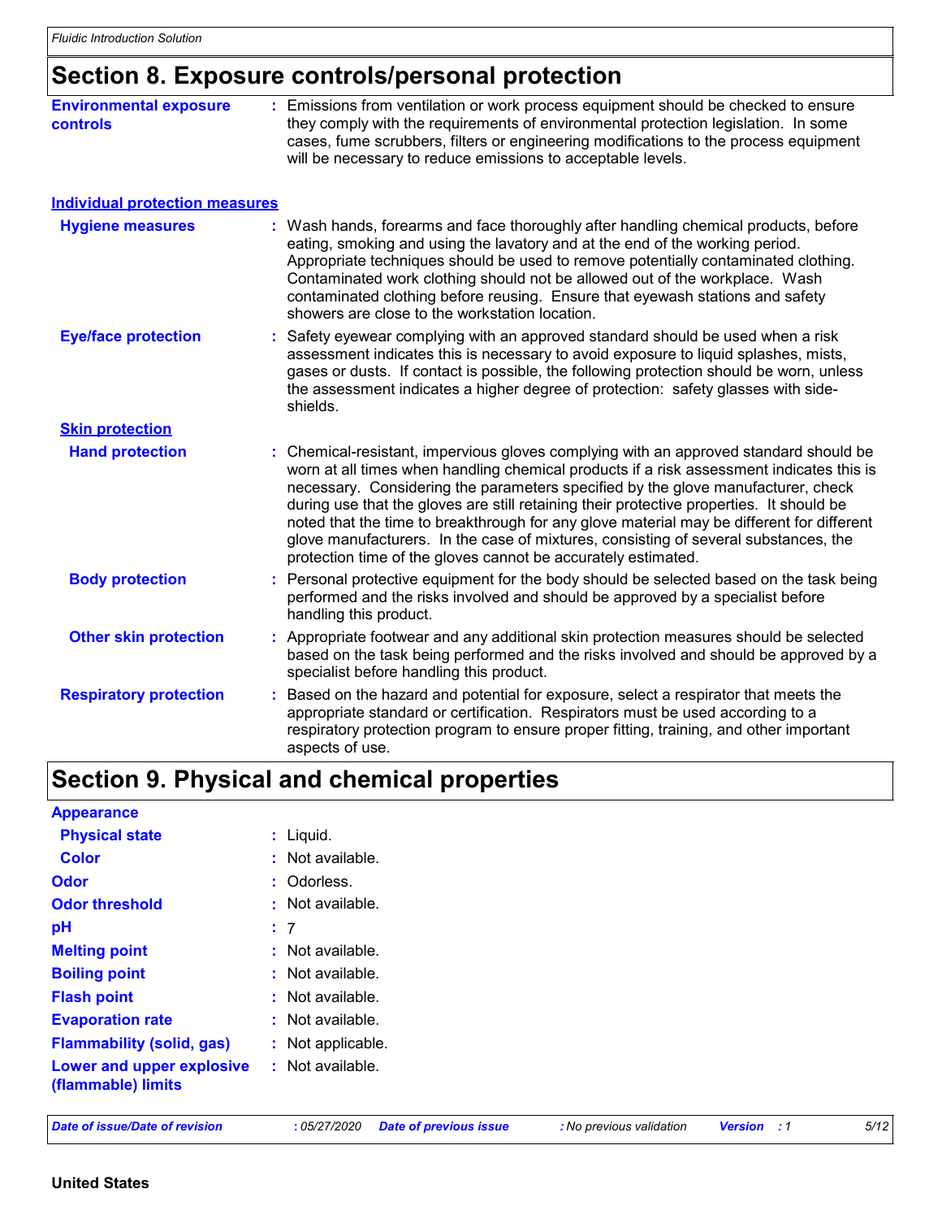## Section 8. Exposure controls/personal protection

**Environmental exposure controls** : Emissions from ventilation or work process equipment should be checked to ensure they comply with the requirements of environmental protection legislation. In some cases, fume scrubbers, filters or engineering modifications to the process equipment will be necessary to reduce emissions to acceptable levels.

### Individual protection measures

**Hygiene measures** : Wash hands, forearms and face thoroughly after handling chemical products, before eating, smoking and using the lavatory and at the end of the working period. Appropriate techniques should be used to remove potentially contaminated clothing. Contaminated work clothing should not be allowed out of the workplace. Wash contaminated clothing before reusing. Ensure that eyewash stations and safety showers are close to the workstation location.

**Eye/face protection** : Safety eyewear complying with an approved standard should be used when a risk assessment indicates this is necessary to avoid exposure to liquid splashes, mists, gases or dusts. If contact is possible, the following protection should be worn, unless the assessment indicates a higher degree of protection: safety glasses with side-shields.

#### Skin protection

**Hand protection** : Chemical-resistant, impervious gloves complying with an approved standard should be worn at all times when handling chemical products if a risk assessment indicates this is necessary. Considering the parameters specified by the glove manufacturer, check during use that the gloves are still retaining their protective properties. It should be noted that the time to breakthrough for any glove material may be different for different glove manufacturers. In the case of mixtures, consisting of several substances, the protection time of the gloves cannot be accurately estimated.

**Body protection** : Personal protective equipment for the body should be selected based on the task being performed and the risks involved and should be approved by a specialist before handling this product.

**Other skin protection** : Appropriate footwear and any additional skin protection measures should be selected based on the task being performed and the risks involved and should be approved by a specialist before handling this product.

**Respiratory protection** : Based on the hazard and potential for exposure, select a respirator that meets the appropriate standard or certification. Respirators must be used according to a respiratory protection program to ensure proper fitting, training, and other important aspects of use.

## Section 9. Physical and chemical properties

**Appearance**

**Physical state** : Liquid.

**Color** : Not available.

**Odor** : Odorless.

**Odor threshold** : Not available.

**pH** : 7

**Melting point** : Not available.

**Boiling point** : Not available.

**Flash point** : Not available.

**Evaporation rate** : Not available.

**Flammability (solid, gas)** : Not applicable.

**Lower and upper explosive (flammable) limits** : Not available.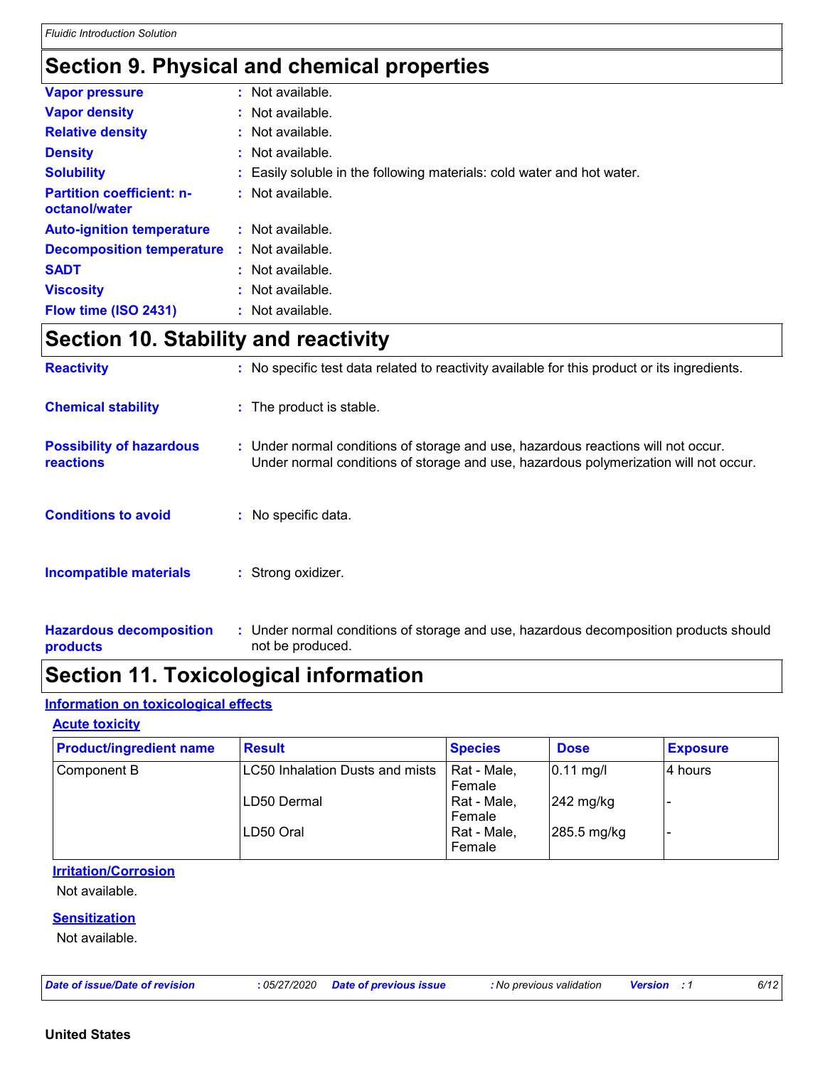# Section 9. Physical and chemical properties

**Vapor pressure** : Not available.

**Vapor density** : Not available.

**Relative density** : Not available.

**Density** : Not available.

**Solubility** : Easily soluble in the following materials: cold water and hot water.

**Partition coefficient: n-octanol/water** : Not available.

**Auto-ignition temperature** : Not available.

**Decomposition temperature** : Not available.

**SADT** : Not available.

**Viscosity** : Not available.

**Flow time (ISO 2431)** : Not available.

# Section 10. Stability and reactivity

**Reactivity** : No specific test data related to reactivity available for this product or its ingredients.

**Chemical stability** : The product is stable.

**Possibility of hazardous reactions** : Under normal conditions of storage and use, hazardous reactions will not occur.
Under normal conditions of storage and use, hazardous polymerization will not occur.

**Conditions to avoid** : No specific data.

**Incompatible materials** : Strong oxidizer.

**Hazardous decomposition products** : Under normal conditions of storage and use, hazardous decomposition products should not be produced.

# Section 11. Toxicological information

## Information on toxicological effects

### Acute toxicity

| Product/ingredient name | Result | Species | Dose | Exposure |
|---|---|---|---|---|
| Component B | LC50 Inhalation Dusts and mists | Rat - Male, Female | 0.11 mg/l | 4 hours |
| | LD50 Dermal | Rat - Male, Female | 242 mg/kg | - |
| | LD50 Oral | Rat - Male, Female | 285.5 mg/kg | - |

### Irritation/Corrosion

Not available.

### Sensitization

Not available.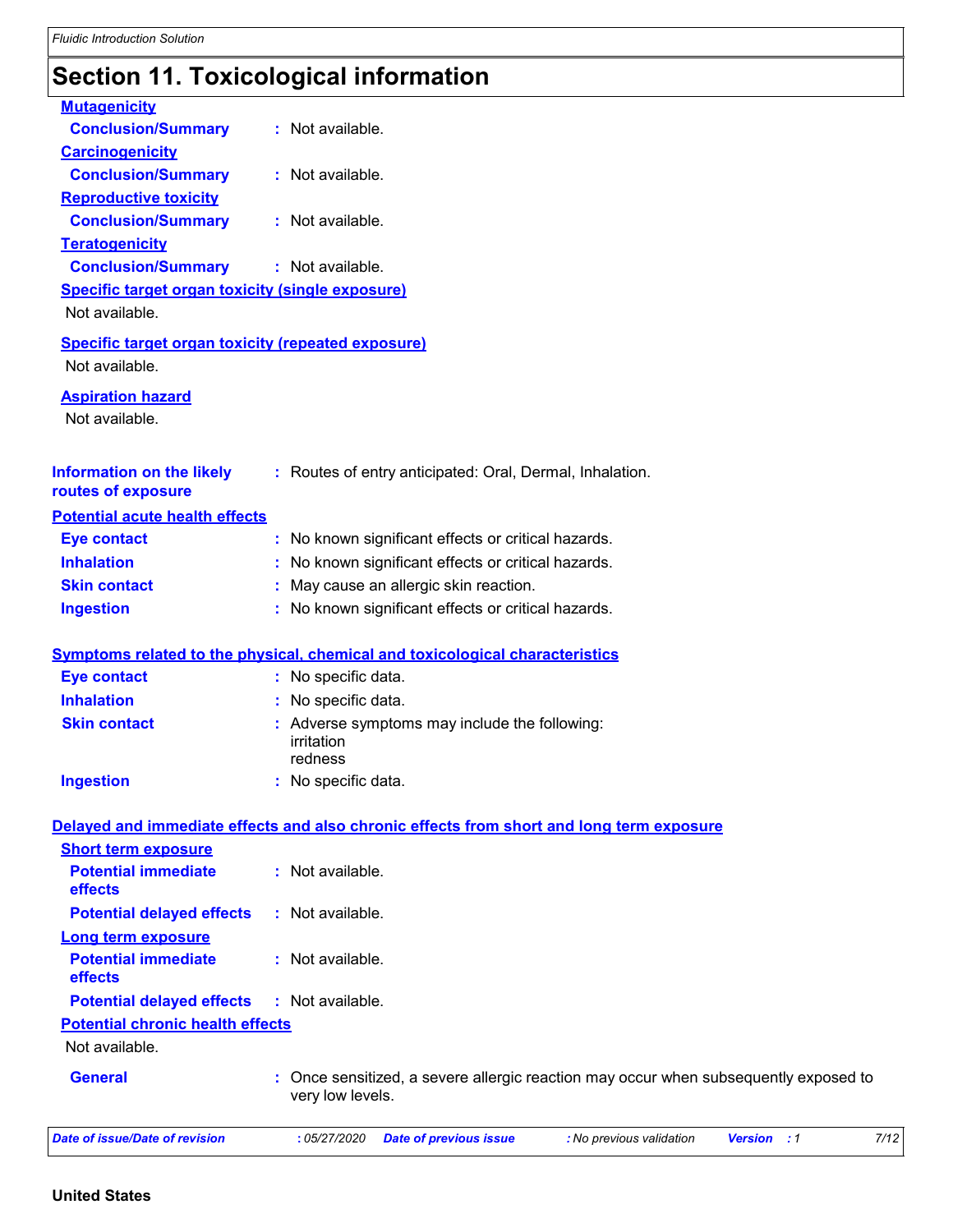# Section 11. Toxicological information

**Mutagenicity**

**Conclusion/Summary** : Not available.

**Carcinogenicity**

**Conclusion/Summary** : Not available.

**Reproductive toxicity**

**Conclusion/Summary** : Not available.

**Teratogenicity**

**Conclusion/Summary** : Not available.

**Specific target organ toxicity (single exposure)**

Not available.

**Specific target organ toxicity (repeated exposure)**

Not available.

**Aspiration hazard**

Not available.

**Information on the likely routes of exposure** : Routes of entry anticipated: Oral, Dermal, Inhalation.

**Potential acute health effects**

**Eye contact** : No known significant effects or critical hazards.

**Inhalation** : No known significant effects or critical hazards.

**Skin contact** : May cause an allergic skin reaction.

**Ingestion** : No known significant effects or critical hazards.

**Symptoms related to the physical, chemical and toxicological characteristics**

**Eye contact** : No specific data.

**Inhalation** : No specific data.

**Skin contact** : Adverse symptoms may include the following:
irritation
redness

**Ingestion** : No specific data.

**Delayed and immediate effects and also chronic effects from short and long term exposure**

**Short term exposure**

**Potential immediate effects** : Not available.

**Potential delayed effects** : Not available.

**Long term exposure**

**Potential immediate effects** : Not available.

**Potential delayed effects** : Not available.

**Potential chronic health effects**

Not available.

**General** : Once sensitized, a severe allergic reaction may occur when subsequently exposed to very low levels.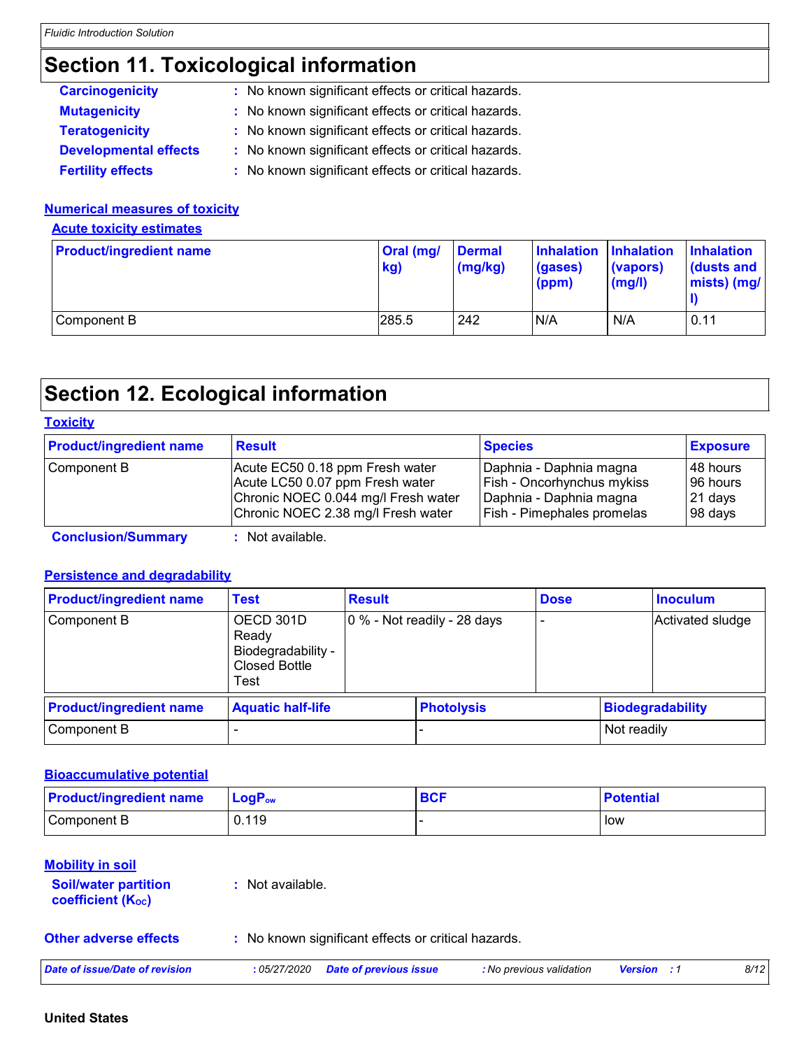## Section 11. Toxicological information

**Carcinogenicity** : No known significant effects or critical hazards.

**Mutagenicity** : No known significant effects or critical hazards.

**Teratogenicity** : No known significant effects or critical hazards.

**Developmental effects** : No known significant effects or critical hazards.

**Fertility effects** : No known significant effects or critical hazards.

### Numerical measures of toxicity

#### Acute toxicity estimates

| Product/ingredient name | Oral (mg/kg) | Dermal (mg/kg) | Inhalation (gases) (ppm) | Inhalation (vapors) (mg/l) | Inhalation (dusts and mists) (mg/l) |
|---|---|---|---|---|---|
| Component B | 285.5 | 242 | N/A | N/A | 0.11 |

## Section 12. Ecological information

### Toxicity

| Product/ingredient name | Result | Species | Exposure |
|---|---|---|---|
| Component B | Acute EC50 0.18 ppm Fresh water<br>Acute LC50 0.07 ppm Fresh water<br>Chronic NOEC 0.044 mg/l Fresh water<br>Chronic NOEC 2.38 mg/l Fresh water | Daphnia - Daphnia magna<br>Fish - Oncorhynchus mykiss<br>Daphnia - Daphnia magna<br>Fish - Pimephales promelas | 48 hours<br>96 hours<br>21 days<br>98 days |

**Conclusion/Summary** : Not available.

### Persistence and degradability

| Product/ingredient name | Test | Result | Dose | Inoculum |
|---|---|---|---|---|
| Component B | OECD 301D Ready Biodegradability - Closed Bottle Test | 0 % - Not readily - 28 days | - | Activated sludge |

| Product/ingredient name | Aquatic half-life | Photolysis | Biodegradability |
|---|---|---|---|
| Component B | - | - | Not readily |

### Bioaccumulative potential

| Product/ingredient name | $LogP_{ow}$ | BCF | Potential |
|---|---|---|---|
| Component B | 0.119 | - | low |

### Mobility in soil

**Soil/water partition coefficient ($K_{OC}$)** : Not available.

**Other adverse effects** : No known significant effects or critical hazards.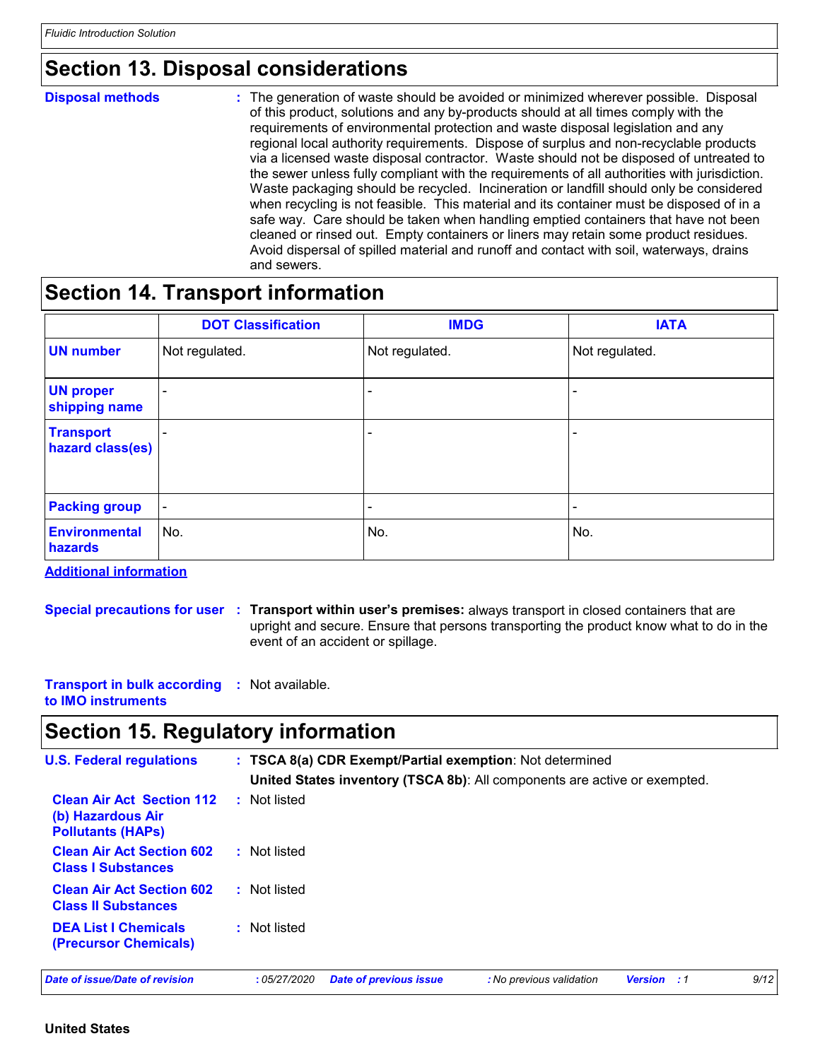## Section 13. Disposal considerations

**Disposal methods** : The generation of waste should be avoided or minimized wherever possible. Disposal of this product, solutions and any by-products should at all times comply with the requirements of environmental protection and waste disposal legislation and any regional local authority requirements. Dispose of surplus and non-recyclable products via a licensed waste disposal contractor. Waste should not be disposed of untreated to the sewer unless fully compliant with the requirements of all authorities with jurisdiction. Waste packaging should be recycled. Incineration or landfill should only be considered when recycling is not feasible. This material and its container must be disposed of in a safe way. Care should be taken when handling emptied containers that have not been cleaned or rinsed out. Empty containers or liners may retain some product residues. Avoid dispersal of spilled material and runoff and contact with soil, waterways, drains and sewers.

## Section 14. Transport information

| | DOT Classification | IMDG | IATA |
|---|---|---|---|
| **UN number** | Not regulated. | Not regulated. | Not regulated. |
| **UN proper shipping name** | - | - | - |
| **Transport hazard class(es)** | - | - | - |
| **Packing group** | - | - | - |
| **Environmental hazards** | No. | No. | No. |

**Additional information**

**Special precautions for user** : **Transport within user's premises:** always transport in closed containers that are upright and secure. Ensure that persons transporting the product know what to do in the event of an accident or spillage.

**Transport in bulk according to IMO instruments** : Not available.

## Section 15. Regulatory information

**U.S. Federal regulations** : **TSCA 8(a) CDR Exempt/Partial exemption**: Not determined

**United States inventory (TSCA 8b)**: All components are active or exempted.

**Clean Air Act Section 112 (b) Hazardous Air Pollutants (HAPs)** : Not listed

**Clean Air Act Section 602 Class I Substances** : Not listed

**Clean Air Act Section 602 Class II Substances** : Not listed

**DEA List I Chemicals (Precursor Chemicals)** : Not listed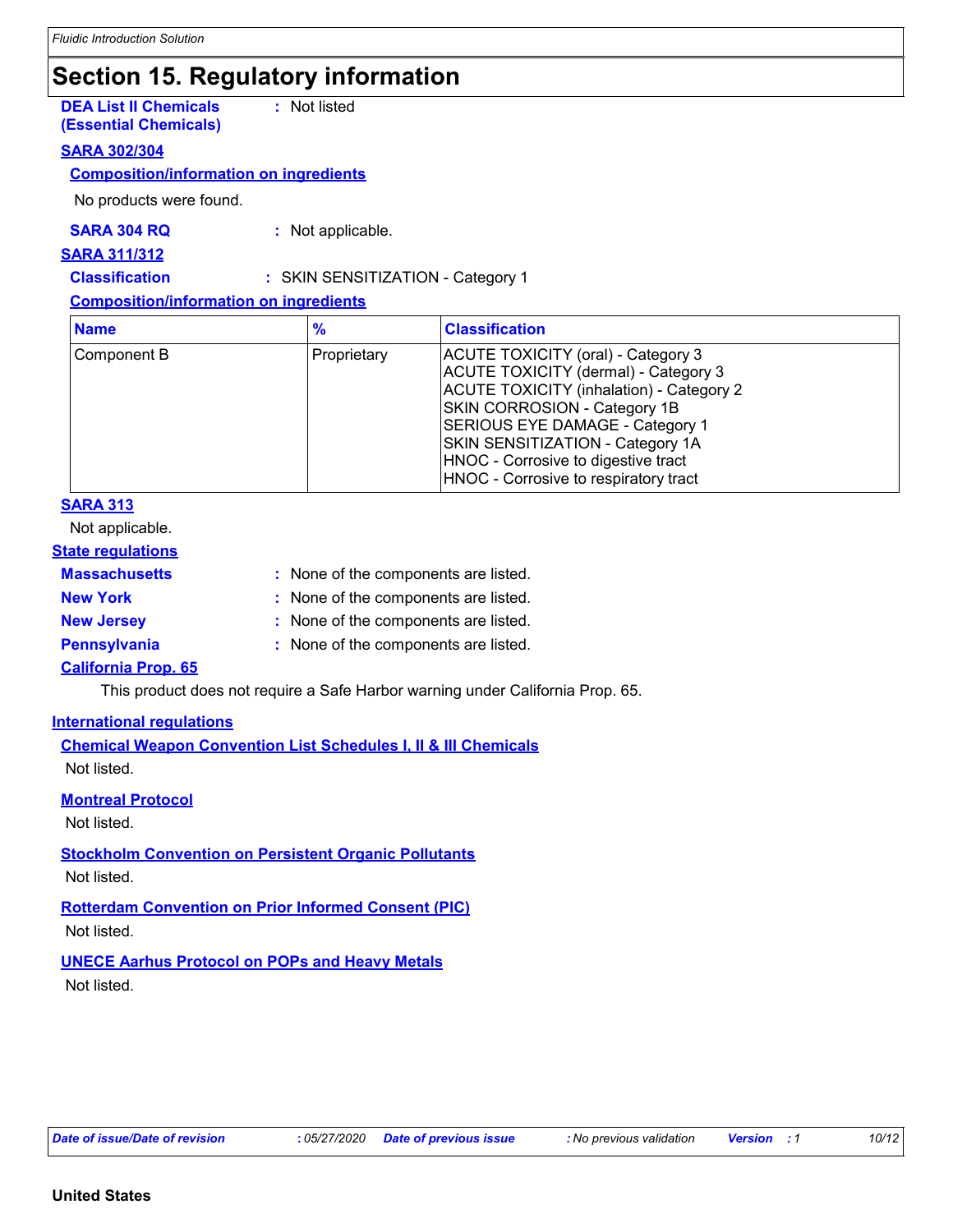## Section 15. Regulatory information

**DEA List II Chemicals (Essential Chemicals)** : Not listed

### SARA 302/304

**Composition/information on ingredients**

No products were found.

**SARA 304 RQ** : Not applicable.

### SARA 311/312

**Classification** : SKIN SENSITIZATION - Category 1

**Composition/information on ingredients**

| Name | % | Classification |
|---|---|---|
| Component B | Proprietary | ACUTE TOXICITY (oral) - Category 3<br>ACUTE TOXICITY (dermal) - Category 3<br>ACUTE TOXICITY (inhalation) - Category 2<br>SKIN CORROSION - Category 1B<br>SERIOUS EYE DAMAGE - Category 1<br>SKIN SENSITIZATION - Category 1A<br>HNOC - Corrosive to digestive tract<br>HNOC - Corrosive to respiratory tract |

### SARA 313

Not applicable.

### State regulations

**Massachusetts** : None of the components are listed.

**New York** : None of the components are listed.

**New Jersey** : None of the components are listed.

**Pennsylvania** : None of the components are listed.

**California Prop. 65**

This product does not require a Safe Harbor warning under California Prop. 65.

### International regulations

**Chemical Weapon Convention List Schedules I, II & III Chemicals**

Not listed.

**Montreal Protocol**

Not listed.

**Stockholm Convention on Persistent Organic Pollutants**

Not listed.

**Rotterdam Convention on Prior Informed Consent (PIC)**

Not listed.

**UNECE Aarhus Protocol on POPs and Heavy Metals**

Not listed.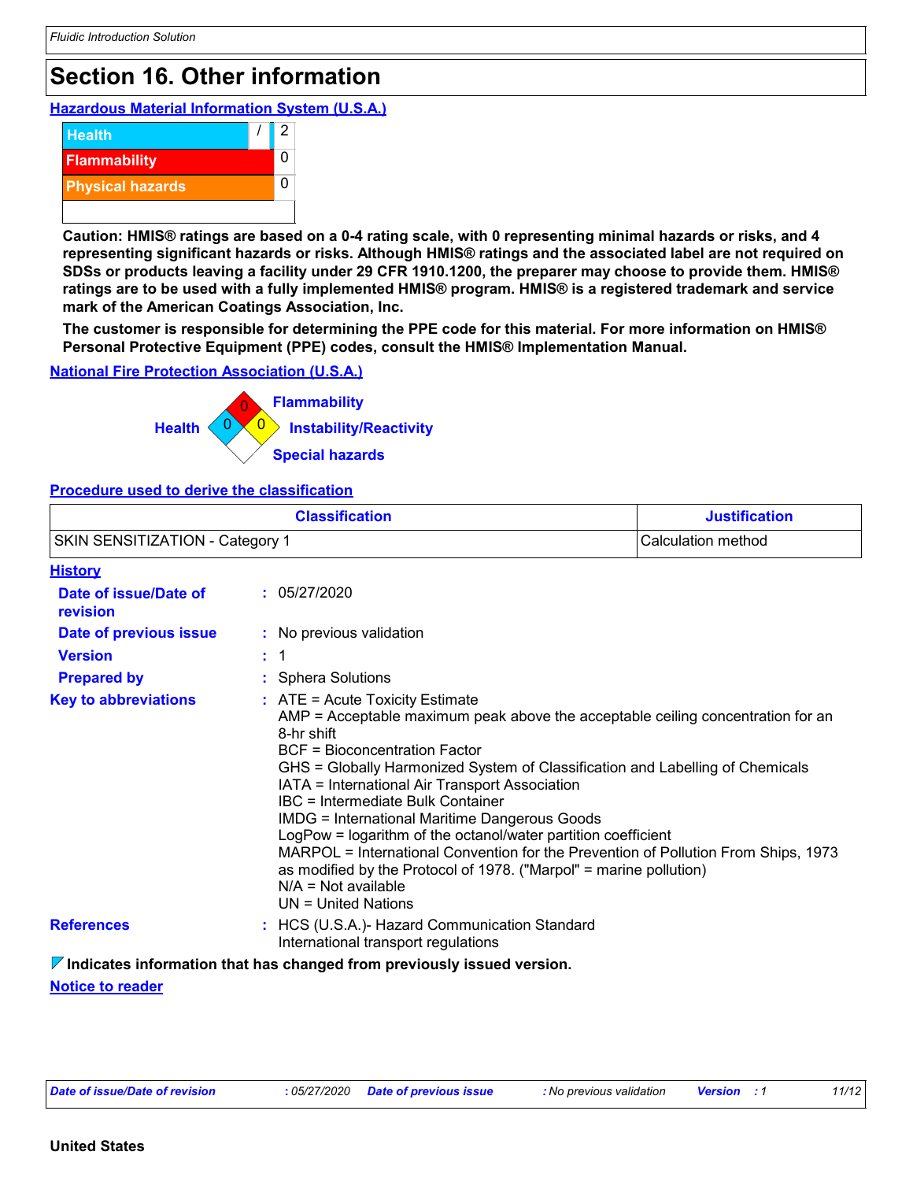## Section 16. Other information

### Hazardous Material Information System (U.S.A.)

| | |
|---|---|
| Health | / 2 |
| Flammability | 0 |
| Physical hazards | 0 |

**Caution: HMIS® ratings are based on a 0-4 rating scale, with 0 representing minimal hazards or risks, and 4 representing significant hazards or risks. Although HMIS® ratings and the associated label are not required on SDSs or products leaving a facility under 29 CFR 1910.1200, the preparer may choose to provide them. HMIS® ratings are to be used with a fully implemented HMIS® program. HMIS® is a registered trademark and service mark of the American Coatings Association, Inc.**

**The customer is responsible for determining the PPE code for this material. For more information on HMIS® Personal Protective Equipment (PPE) codes, consult the HMIS® Implementation Manual.**

### National Fire Protection Association (U.S.A.)

- Flammability: 0
- Health: 0
- Instability/Reactivity: 0
- Special hazards:

### Procedure used to derive the classification

| Classification | Justification |
|---|---|
| SKIN SENSITIZATION - Category 1 | Calculation method |

### History

**Date of issue/Date of revision** : 05/27/2020

**Date of previous issue** : No previous validation

**Version** : 1

**Prepared by** : Sphera Solutions

**Key to abbreviations** :
ATE = Acute Toxicity Estimate
AMP = Acceptable maximum peak above the acceptable ceiling concentration for an 8-hr shift
BCF = Bioconcentration Factor
GHS = Globally Harmonized System of Classification and Labelling of Chemicals
IATA = International Air Transport Association
IBC = Intermediate Bulk Container
IMDG = International Maritime Dangerous Goods
LogPow = logarithm of the octanol/water partition coefficient
MARPOL = International Convention for the Prevention of Pollution From Ships, 1973 as modified by the Protocol of 1978. ("Marpol" = marine pollution)
N/A = Not available
UN = United Nations

**References** :
HCS (U.S.A.)- Hazard Communication Standard
International transport regulations

**Indicates information that has changed from previously issued version.**

### Notice to reader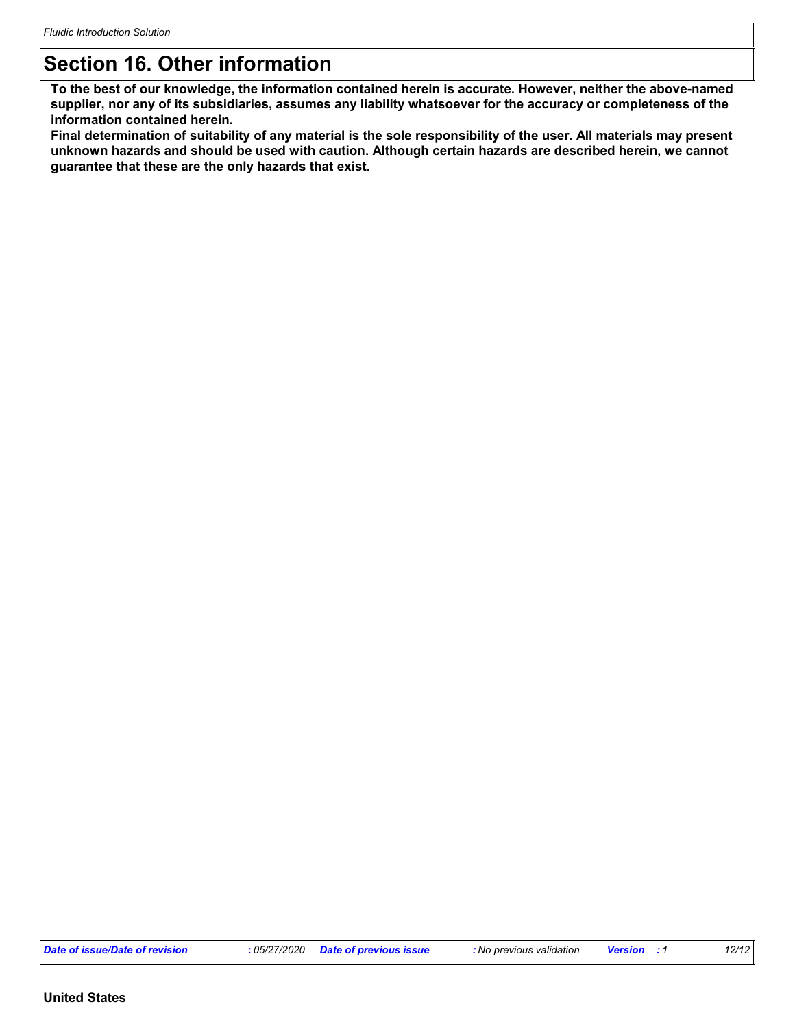## Section 16. Other information

**To the best of our knowledge, the information contained herein is accurate. However, neither the above-named supplier, nor any of its subsidiaries, assumes any liability whatsoever for the accuracy or completeness of the information contained herein.**

**Final determination of suitability of any material is the sole responsibility of the user. All materials may present unknown hazards and should be used with caution. Although certain hazards are described herein, we cannot guarantee that these are the only hazards that exist.**